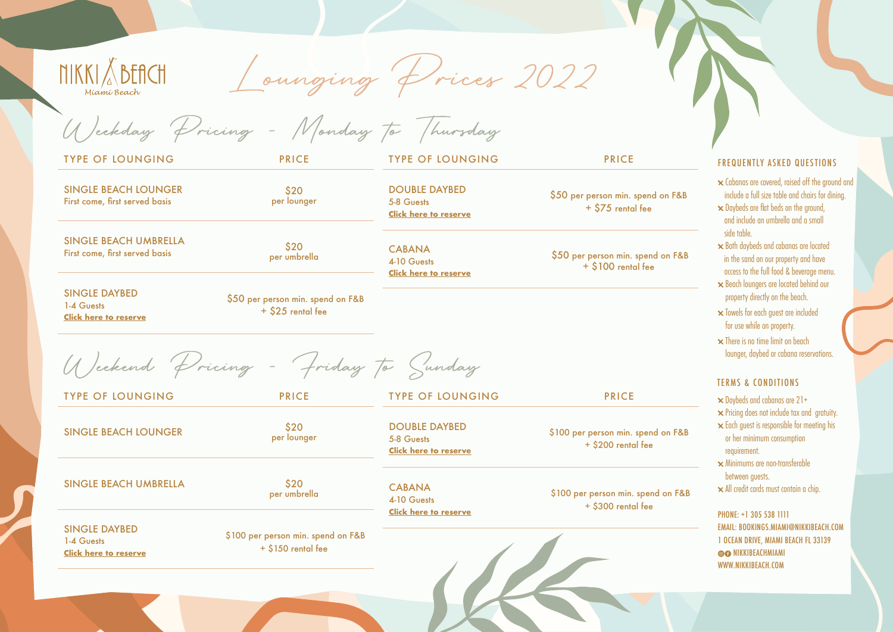# NIKKI BEACH Miami Beach

# Lounging Prices 2022

## Weekday Pricing - Monday to Thursday

| TYPE OF LOUNGING | PRICE |
|---|---|
| SINGLE BEACH LOUNGER<br>First come, first served basis | $20<br>per lounger |
| SINGLE BEACH UMBRELLA<br>First come, first served basis | $20<br>per umbrella |
| SINGLE DAYBED<br>1-4 Guests<br>**Click here to reserve** | $50 per person min. spend on F&B<br>+ $25 rental fee |
| DOUBLE DAYBED<br>5-8 Guests<br>**Click here to reserve** | $50 per person min. spend on F&B<br>+ $75 rental fee |
| CABANA<br>4-10 Guests<br>**Click here to reserve** | $50 per person min. spend on F&B<br>+ $100 rental fee |

## Weekend Pricing - Friday to Sunday

| TYPE OF LOUNGING | PRICE |
|---|---|
| SINGLE BEACH LOUNGER | $20<br>per lounger |
| SINGLE BEACH UMBRELLA | $20<br>per umbrella |
| SINGLE DAYBED<br>1-4 Guests<br>**Click here to reserve** | $100 per person min. spend on F&B<br>+ $150 rental fee |
| DOUBLE DAYBED<br>5-8 Guests<br>**Click here to reserve** | $100 per person min. spend on F&B<br>+ $200 rental fee |
| CABANA<br>4-10 Guests<br>**Click here to reserve** | $100 per person min. spend on F&B<br>+ $300 rental fee |

### FREQUENTLY ASKED QUESTIONS

- Cabanas are covered, raised off the ground and include a full size table and chairs for dining.
- Daybeds are flat beds on the ground, and include an umbrella and a small side table.
- Both daybeds and cabanas are located in the sand on our property and have access to the full food & beverage menu.
- Beach loungers are located behind our property directly on the beach.
- Towels for each guest are included for use while on property.
- There is no time limit on beach lounger, daybed or cabana reservations.

### TERMS & CONDITIONS

- Daybeds and cabanas are 21+
- Pricing does not include tax and gratuity.
- Each guest is responsible for meeting his or her minimum consumption requirement.
- Minimums are non-transferable between guests.
- All credit cards must contain a chip.

PHONE: +1 305 538 1111
EMAIL: BOOKINGS.MIAMI@NIKKIBEACH.COM
1 OCEAN DRIVE, MIAMI BEACH FL 33139
NIKKIBEACHMIAMI
WWW.NIKKIBEACH.COM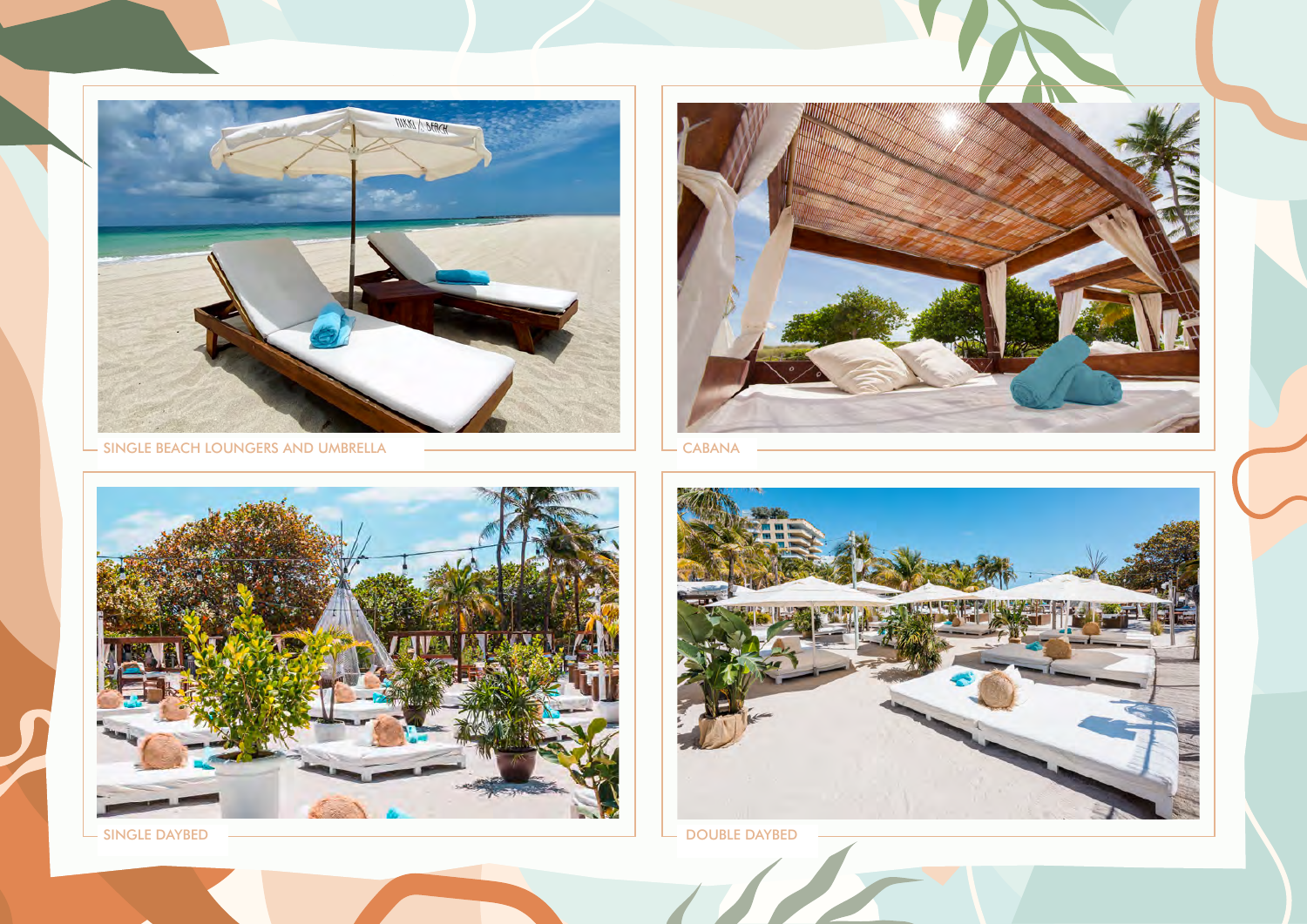SINGLE BEACH LOUNGERS AND UMBRELLA

CABANA

SINGLE DAYBED

DOUBLE DAYBED